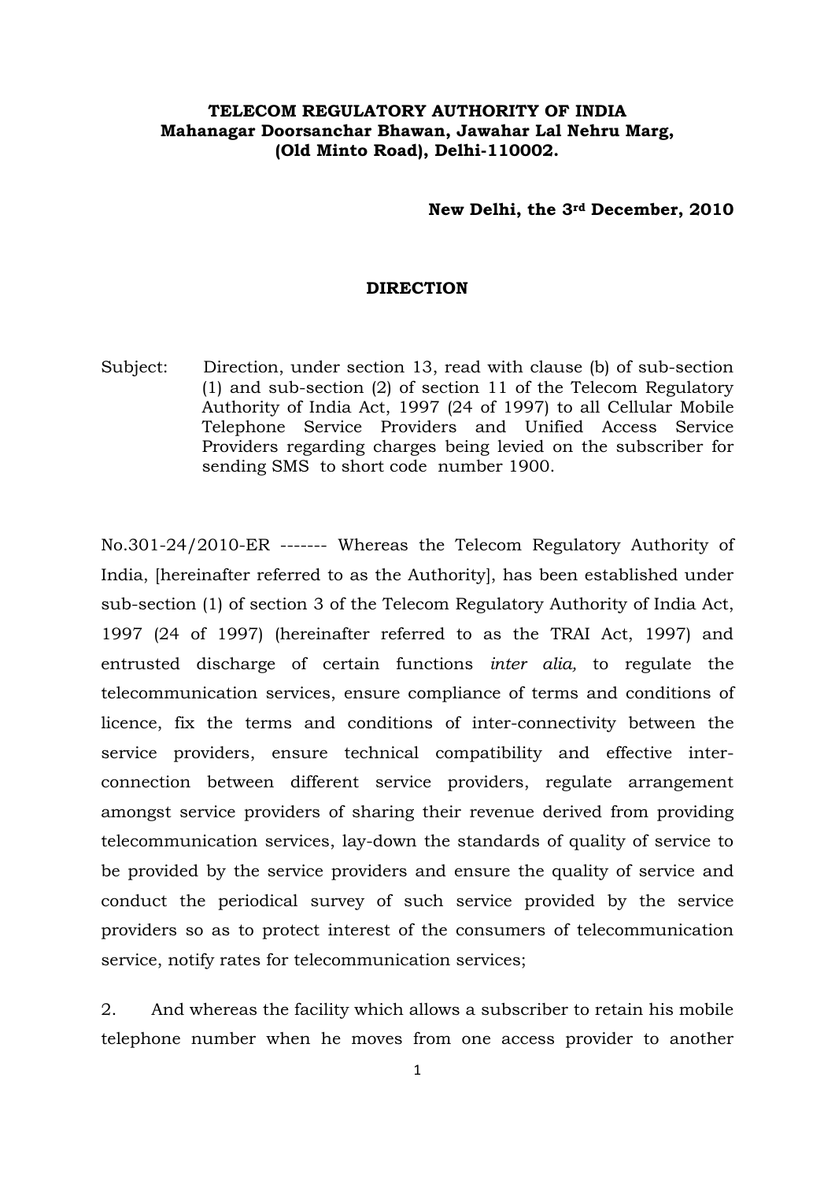**TELECOM REGULATORY AUTHORITY OF INDIA**
**Mahanagar Doorsanchar Bhawan, Jawahar Lal Nehru Marg,**
**(Old Minto Road), Delhi-110002.**

**New Delhi, the 3rd December, 2010**

## DIRECTION

Subject: Direction, under section 13, read with clause (b) of sub-section (1) and sub-section (2) of section 11 of the Telecom Regulatory Authority of India Act, 1997 (24 of 1997) to all Cellular Mobile Telephone Service Providers and Unified Access Service Providers regarding charges being levied on the subscriber for sending SMS to short code number 1900.

No.301-24/2010-ER ------- Whereas the Telecom Regulatory Authority of India, [hereinafter referred to as the Authority], has been established under sub-section (1) of section 3 of the Telecom Regulatory Authority of India Act, 1997 (24 of 1997) (hereinafter referred to as the TRAI Act, 1997) and entrusted discharge of certain functions *inter alia,* to regulate the telecommunication services, ensure compliance of terms and conditions of licence, fix the terms and conditions of inter-connectivity between the service providers, ensure technical compatibility and effective inter-connection between different service providers, regulate arrangement amongst service providers of sharing their revenue derived from providing telecommunication services, lay-down the standards of quality of service to be provided by the service providers and ensure the quality of service and conduct the periodical survey of such service provided by the service providers so as to protect interest of the consumers of telecommunication service, notify rates for telecommunication services;

2. And whereas the facility which allows a subscriber to retain his mobile telephone number when he moves from one access provider to another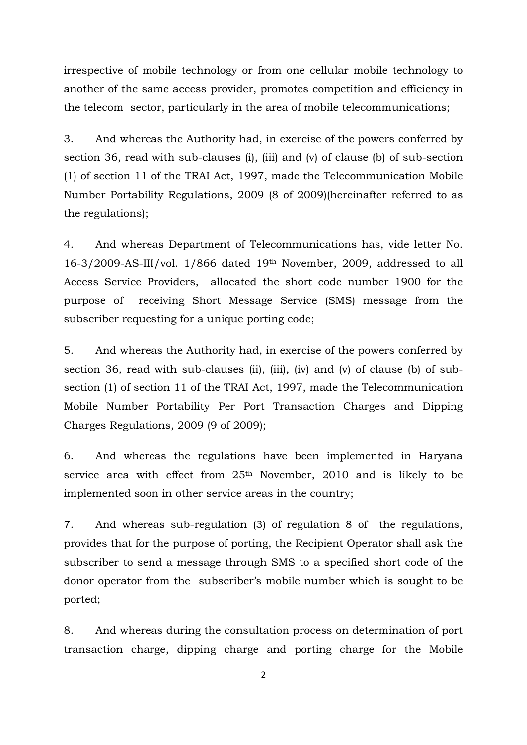irrespective of mobile technology or from one cellular mobile technology to another of the same access provider, promotes competition and efficiency in the telecom sector, particularly in the area of mobile telecommunications;

3. And whereas the Authority had, in exercise of the powers conferred by section 36, read with sub-clauses (i), (iii) and (v) of clause (b) of sub-section (1) of section 11 of the TRAI Act, 1997, made the Telecommunication Mobile Number Portability Regulations, 2009 (8 of 2009)(hereinafter referred to as the regulations);

4. And whereas Department of Telecommunications has, vide letter No. 16-3/2009-AS-III/vol. 1/866 dated 19th November, 2009, addressed to all Access Service Providers, allocated the short code number 1900 for the purpose of receiving Short Message Service (SMS) message from the subscriber requesting for a unique porting code;

5. And whereas the Authority had, in exercise of the powers conferred by section 36, read with sub-clauses (ii), (iii), (iv) and (v) of clause (b) of sub-section (1) of section 11 of the TRAI Act, 1997, made the Telecommunication Mobile Number Portability Per Port Transaction Charges and Dipping Charges Regulations, 2009 (9 of 2009);

6. And whereas the regulations have been implemented in Haryana service area with effect from 25th November, 2010 and is likely to be implemented soon in other service areas in the country;

7. And whereas sub-regulation (3) of regulation 8 of the regulations, provides that for the purpose of porting, the Recipient Operator shall ask the subscriber to send a message through SMS to a specified short code of the donor operator from the subscriber's mobile number which is sought to be ported;

8. And whereas during the consultation process on determination of port transaction charge, dipping charge and porting charge for the Mobile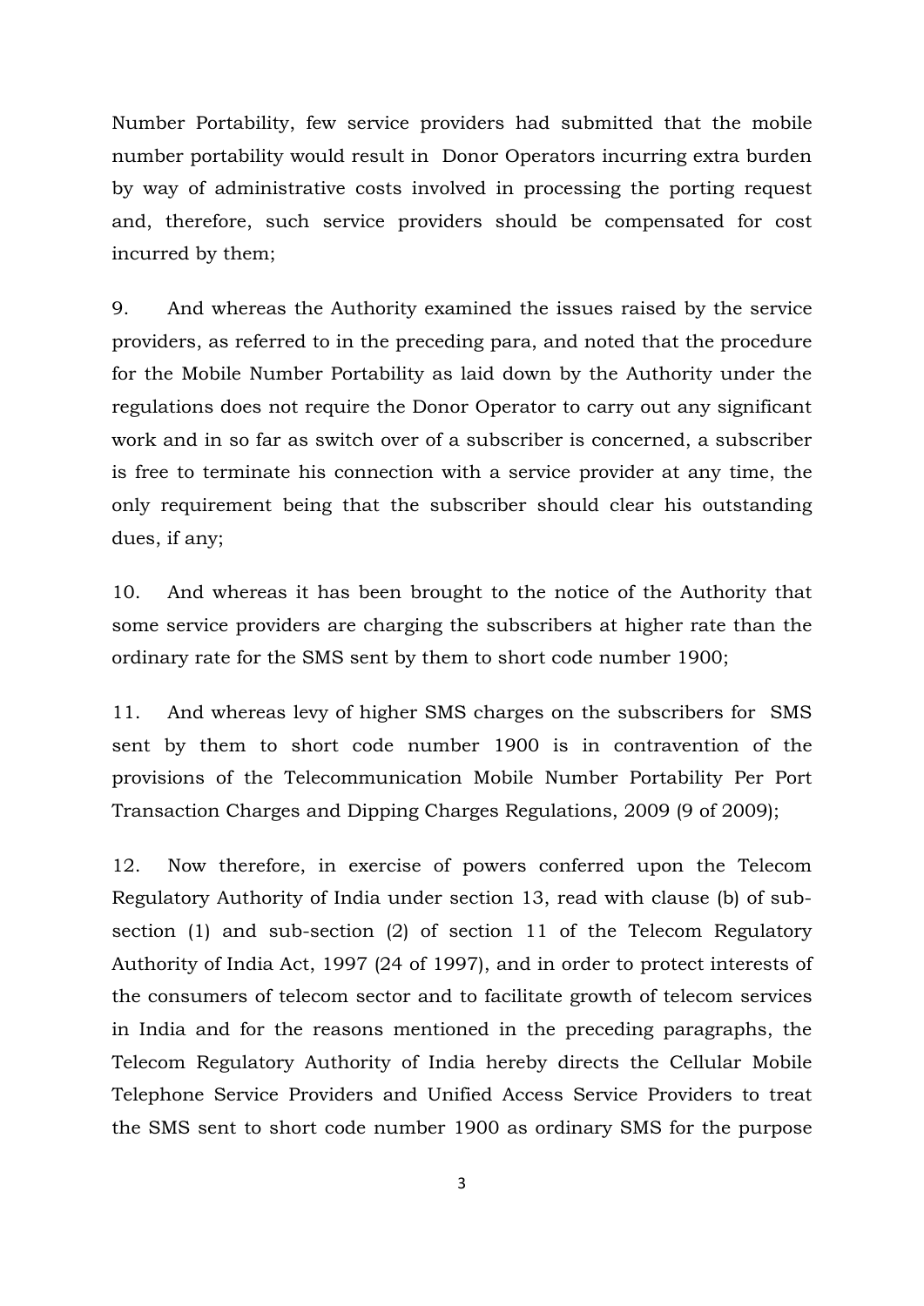Number Portability, few service providers had submitted that the mobile number portability would result in Donor Operators incurring extra burden by way of administrative costs involved in processing the porting request and, therefore, such service providers should be compensated for cost incurred by them;

9. And whereas the Authority examined the issues raised by the service providers, as referred to in the preceding para, and noted that the procedure for the Mobile Number Portability as laid down by the Authority under the regulations does not require the Donor Operator to carry out any significant work and in so far as switch over of a subscriber is concerned, a subscriber is free to terminate his connection with a service provider at any time, the only requirement being that the subscriber should clear his outstanding dues, if any;

10. And whereas it has been brought to the notice of the Authority that some service providers are charging the subscribers at higher rate than the ordinary rate for the SMS sent by them to short code number 1900;

11. And whereas levy of higher SMS charges on the subscribers for SMS sent by them to short code number 1900 is in contravention of the provisions of the Telecommunication Mobile Number Portability Per Port Transaction Charges and Dipping Charges Regulations, 2009 (9 of 2009);

12. Now therefore, in exercise of powers conferred upon the Telecom Regulatory Authority of India under section 13, read with clause (b) of sub-section (1) and sub-section (2) of section 11 of the Telecom Regulatory Authority of India Act, 1997 (24 of 1997), and in order to protect interests of the consumers of telecom sector and to facilitate growth of telecom services in India and for the reasons mentioned in the preceding paragraphs, the Telecom Regulatory Authority of India hereby directs the Cellular Mobile Telephone Service Providers and Unified Access Service Providers to treat the SMS sent to short code number 1900 as ordinary SMS for the purpose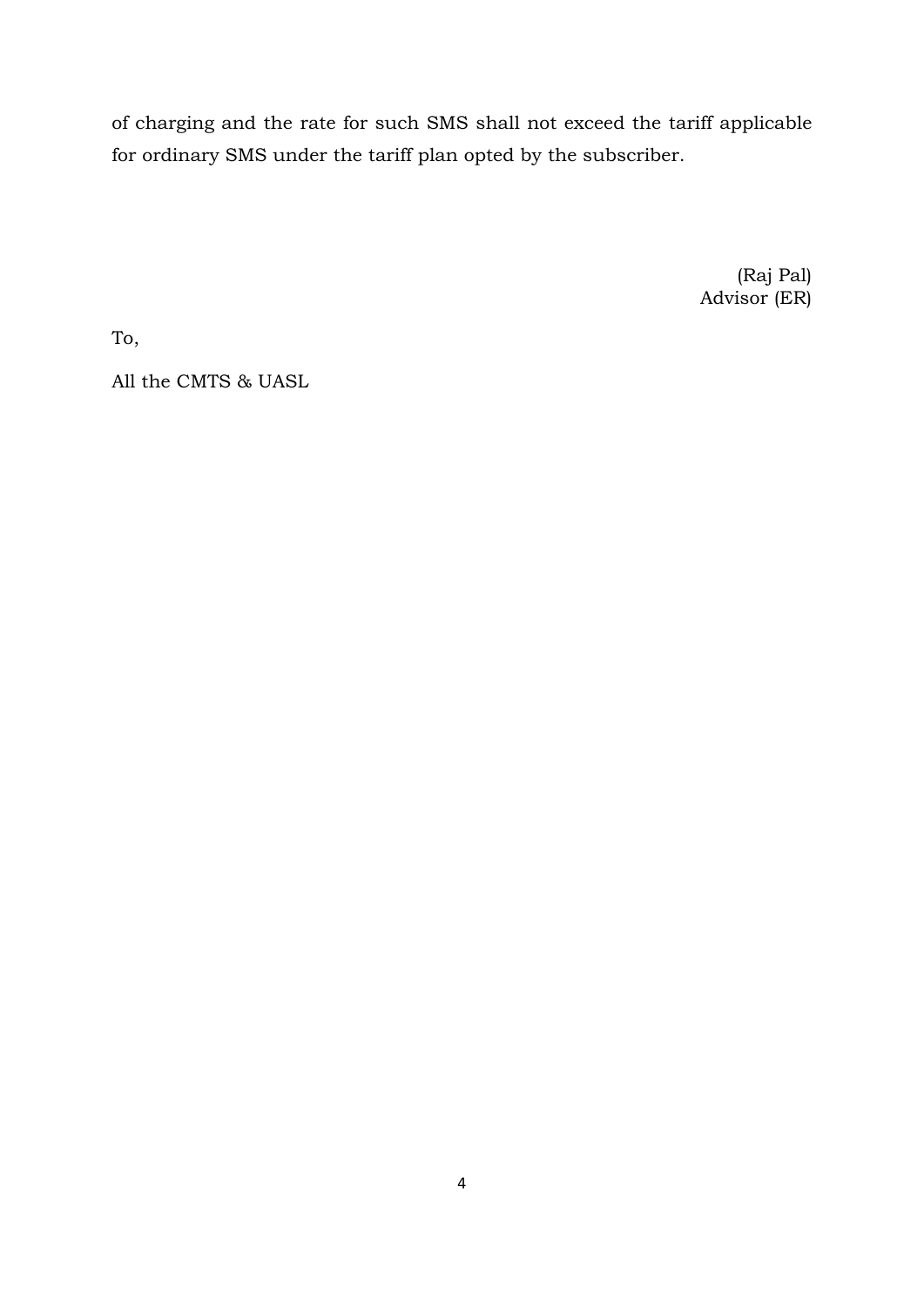of charging and the rate for such SMS shall not exceed the tariff applicable for ordinary SMS under the tariff plan opted by the subscriber.

(Raj Pal)
Advisor (ER)

To,

All the CMTS & UASL